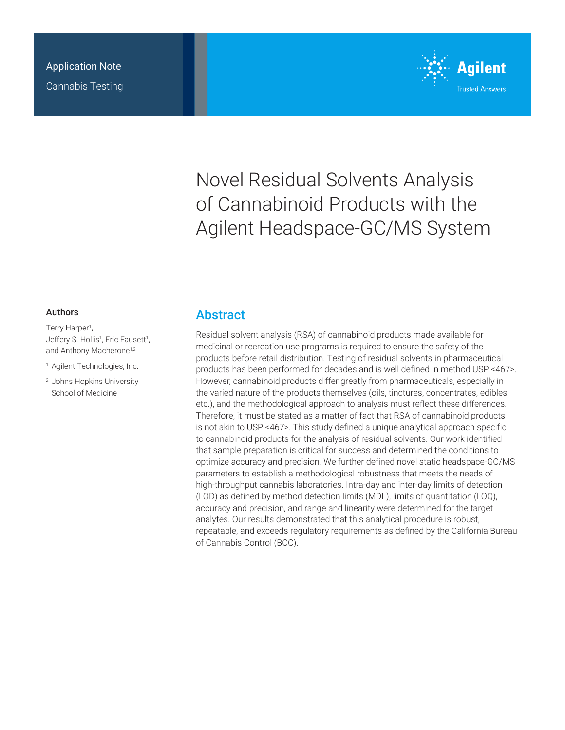Application Note

Cannabis Testing

# Novel Residual Solvents Analysis of Cannabinoid Products with the Agilent Headspace-GC/MS System

## Authors

Terry Harper[1], Jeffery S. Hollis[1], Eric Fausett[1], and Anthony Macherone[1,2]

[1] Agilent Technologies, Inc.

[2] Johns Hopkins University School of Medicine

## Abstract

Residual solvent analysis (RSA) of cannabinoid products made available for medicinal or recreation use programs is required to ensure the safety of the products before retail distribution. Testing of residual solvents in pharmaceutical products has been performed for decades and is well defined in method USP <467>. However, cannabinoid products differ greatly from pharmaceuticals, especially in the varied nature of the products themselves (oils, tinctures, concentrates, edibles, etc.), and the methodological approach to analysis must reflect these differences. Therefore, it must be stated as a matter of fact that RSA of cannabinoid products is not akin to USP <467>. This study defined a unique analytical approach specific to cannabinoid products for the analysis of residual solvents. Our work identified that sample preparation is critical for success and determined the conditions to optimize accuracy and precision. We further defined novel static headspace-GC/MS parameters to establish a methodological robustness that meets the needs of high-throughput cannabis laboratories. Intra-day and inter-day limits of detection (LOD) as defined by method detection limits (MDL), limits of quantitation (LOQ), accuracy and precision, and range and linearity were determined for the target analytes. Our results demonstrated that this analytical procedure is robust, repeatable, and exceeds regulatory requirements as defined by the California Bureau of Cannabis Control (BCC).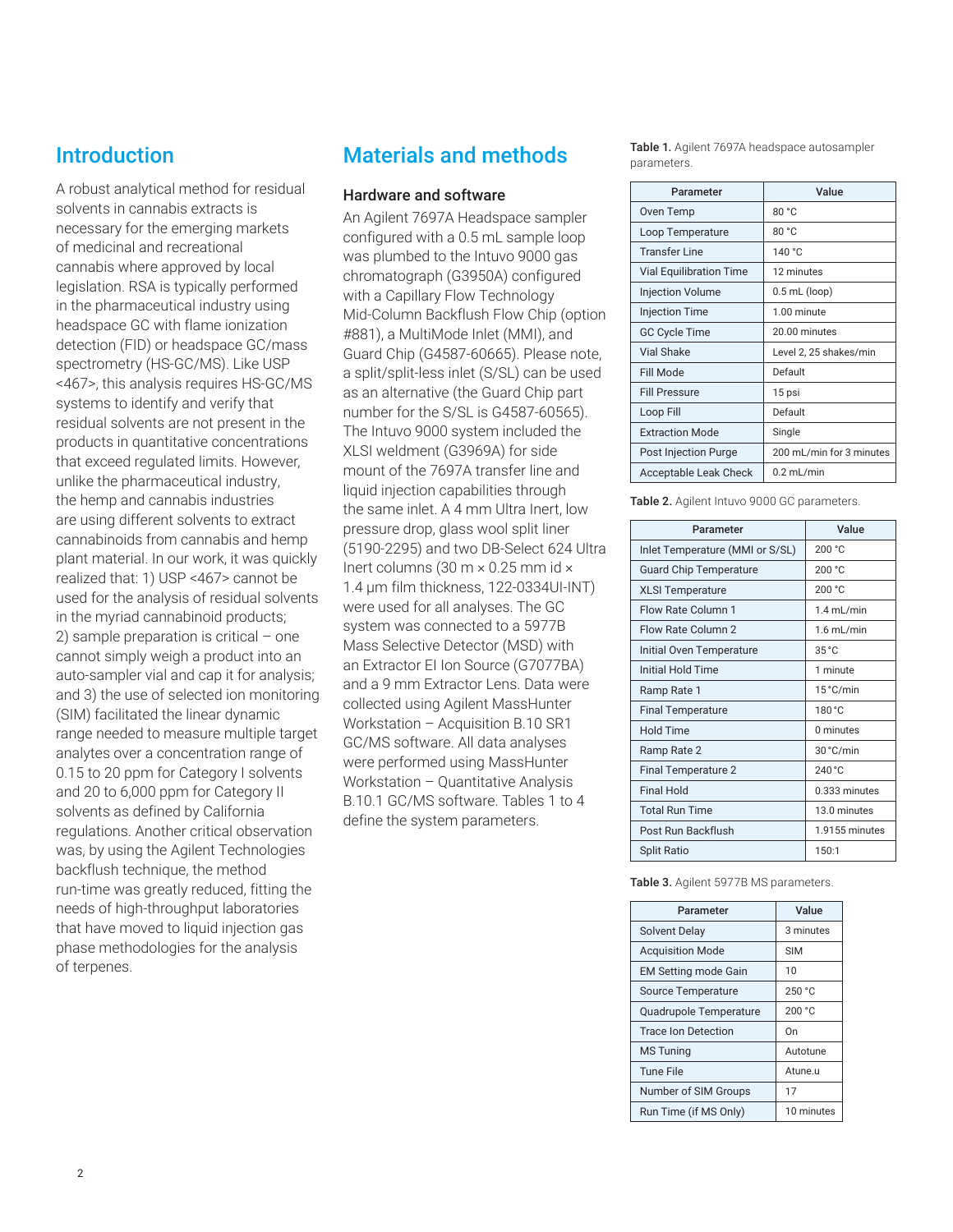## Introduction

A robust analytical method for residual solvents in cannabis extracts is necessary for the emerging markets of medicinal and recreational cannabis where approved by local legislation. RSA is typically performed in the pharmaceutical industry using headspace GC with flame ionization detection (FID) or headspace GC/mass spectrometry (HS-GC/MS). Like USP <467>, this analysis requires HS-GC/MS systems to identify and verify that residual solvents are not present in the products in quantitative concentrations that exceed regulated limits. However, unlike the pharmaceutical industry, the hemp and cannabis industries are using different solvents to extract cannabinoids from cannabis and hemp plant material. In our work, it was quickly realized that: 1) USP <467> cannot be used for the analysis of residual solvents in the myriad cannabinoid products; 2) sample preparation is critical – one cannot simply weigh a product into an auto-sampler vial and cap it for analysis; and 3) the use of selected ion monitoring (SIM) facilitated the linear dynamic range needed to measure multiple target analytes over a concentration range of 0.15 to 20 ppm for Category I solvents and 20 to 6,000 ppm for Category II solvents as defined by California regulations. Another critical observation was, by using the Agilent Technologies backflush technique, the method run-time was greatly reduced, fitting the needs of high-throughput laboratories that have moved to liquid injection gas phase methodologies for the analysis of terpenes.

## Materials and methods

### Hardware and software

An Agilent 7697A Headspace sampler configured with a 0.5 mL sample loop was plumbed to the Intuvo 9000 gas chromatograph (G3950A) configured with a Capillary Flow Technology Mid-Column Backflush Flow Chip (option #881), a MultiMode Inlet (MMI), and Guard Chip (G4587-60665). Please note, a split/split-less inlet (S/SL) can be used as an alternative (the Guard Chip part number for the S/SL is G4587-60565). The Intuvo 9000 system included the XLSI weldment (G3969A) for side mount of the 7697A transfer line and liquid injection capabilities through the same inlet. A 4 mm Ultra Inert, low pressure drop, glass wool split liner (5190-2295) and two DB-Select 624 Ultra Inert columns (30 m × 0.25 mm id × 1.4 µm film thickness, 122-0334UI-INT) were used for all analyses. The GC system was connected to a 5977B Mass Selective Detector (MSD) with an Extractor EI Ion Source (G7077BA) and a 9 mm Extractor Lens. Data were collected using Agilent MassHunter Workstation – Acquisition B.10 SR1 GC/MS software. All data analyses were performed using MassHunter Workstation – Quantitative Analysis B.10.1 GC/MS software. Tables 1 to 4 define the system parameters.

**Table 1.** Agilent 7697A headspace autosampler parameters.

| Parameter | Value |
|---|---|
| Oven Temp | 80 °C |
| Loop Temperature | 80 °C |
| Transfer Line | 140 °C |
| Vial Equilibration Time | 12 minutes |
| Injection Volume | 0.5 mL (loop) |
| Injection Time | 1.00 minute |
| GC Cycle Time | 20.00 minutes |
| Vial Shake | Level 2, 25 shakes/min |
| Fill Mode | Default |
| Fill Pressure | 15 psi |
| Loop Fill | Default |
| Extraction Mode | Single |
| Post Injection Purge | 200 mL/min for 3 minutes |
| Acceptable Leak Check | 0.2 mL/min |

**Table 2.** Agilent Intuvo 9000 GC parameters.

| Parameter | Value |
|---|---|
| Inlet Temperature (MMI or S/SL) | 200 °C |
| Guard Chip Temperature | 200 °C |
| XLSI Temperature | 200 °C |
| Flow Rate Column 1 | 1.4 mL/min |
| Flow Rate Column 2 | 1.6 mL/min |
| Initial Oven Temperature | 35 °C |
| Initial Hold Time | 1 minute |
| Ramp Rate 1 | 15 °C/min |
| Final Temperature | 180 °C |
| Hold Time | 0 minutes |
| Ramp Rate 2 | 30 °C/min |
| Final Temperature 2 | 240 °C |
| Final Hold | 0.333 minutes |
| Total Run Time | 13.0 minutes |
| Post Run Backflush | 1.9155 minutes |
| Split Ratio | 150:1 |

**Table 3.** Agilent 5977B MS parameters.

| Parameter | Value |
|---|---|
| Solvent Delay | 3 minutes |
| Acquisition Mode | SIM |
| EM Setting mode Gain | 10 |
| Source Temperature | 250 °C |
| Quadrupole Temperature | 200 °C |
| Trace Ion Detection | On |
| MS Tuning | Autotune |
| Tune File | Atune.u |
| Number of SIM Groups | 17 |
| Run Time (if MS Only) | 10 minutes |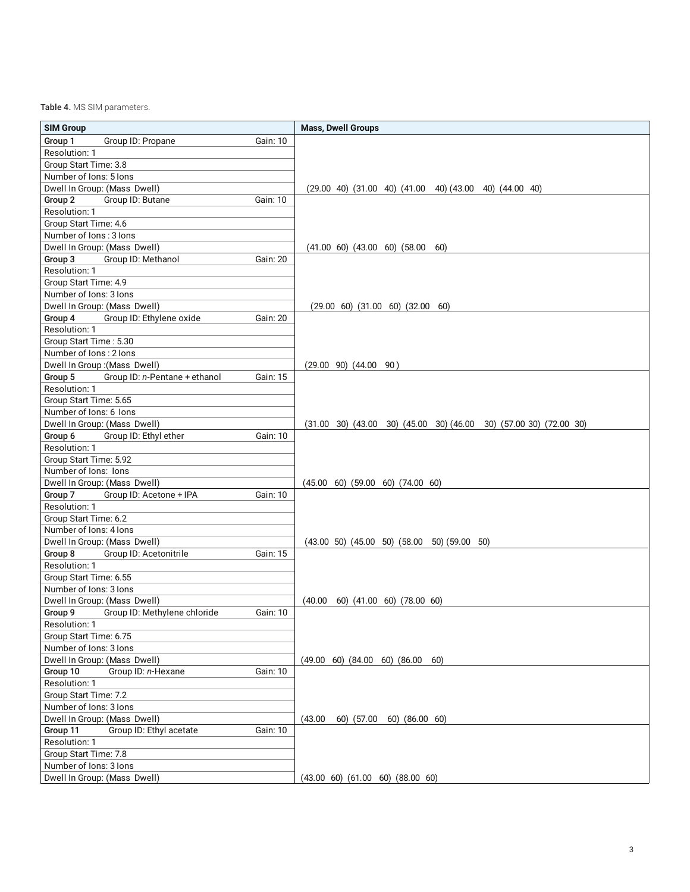**Table 4.** MS SIM parameters.

| SIM Group | Mass, Dwell Groups |
|---|---|
| **Group 1** Group ID: Propane Gain: 10 | |
| Resolution: 1 | |
| Group Start Time: 3.8 | |
| Number of Ions: 5 Ions | |
| Dwell In Group: (Mass Dwell) | (29.00 40) (31.00 40) (41.00 40) (43.00 40) (44.00 40) |
| **Group 2** Group ID: Butane Gain: 10 | |
| Resolution: 1 | |
| Group Start Time: 4.6 | |
| Number of Ions : 3 Ions | |
| Dwell In Group: (Mass Dwell) | (41.00 60) (43.00 60) (58.00 60) |
| **Group 3** Group ID: Methanol Gain: 20 | |
| Resolution: 1 | |
| Group Start Time: 4.9 | |
| Number of Ions: 3 Ions | |
| Dwell In Group: (Mass Dwell) | (29.00 60) (31.00 60) (32.00 60) |
| **Group 4** Group ID: Ethylene oxide Gain: 20 | |
| Resolution: 1 | |
| Group Start Time : 5.30 | |
| Number of Ions : 2 Ions | |
| Dwell In Group :(Mass Dwell) | (29.00 90) (44.00 90 ) |
| **Group 5** Group ID: *n*-Pentane + ethanol Gain: 15 | |
| Resolution: 1 | |
| Group Start Time: 5.65 | |
| Number of Ions: 6 Ions | |
| Dwell In Group: (Mass Dwell) | (31.00 30) (43.00 30) (45.00 30) (46.00 30) (57.00 30) (72.00 30) |
| **Group 6** Group ID: Ethyl ether Gain: 10 | |
| Resolution: 1 | |
| Group Start Time: 5.92 | |
| Number of Ions: Ions | |
| Dwell In Group: (Mass Dwell) | (45.00 60) (59.00 60) (74.00 60) |
| **Group 7** Group ID: Acetone + IPA Gain: 10 | |
| Resolution: 1 | |
| Group Start Time: 6.2 | |
| Number of Ions: 4 Ions | |
| Dwell In Group: (Mass Dwell) | (43.00 50) (45.00 50) (58.00 50) (59.00 50) |
| **Group 8** Group ID: Acetonitrile Gain: 15 | |
| Resolution: 1 | |
| Group Start Time: 6.55 | |
| Number of Ions: 3 Ions | |
| Dwell In Group: (Mass Dwell) | (40.00 60) (41.00 60) (78.00 60) |
| **Group 9** Group ID: Methylene chloride Gain: 10 | |
| Resolution: 1 | |
| Group Start Time: 6.75 | |
| Number of Ions: 3 Ions | |
| Dwell In Group: (Mass Dwell) | (49.00 60) (84.00 60) (86.00 60) |
| **Group 10** Group ID: *n*-Hexane Gain: 10 | |
| Resolution: 1 | |
| Group Start Time: 7.2 | |
| Number of Ions: 3 Ions | |
| Dwell In Group: (Mass Dwell) | (43.00 60) (57.00 60) (86.00 60) |
| **Group 11** Group ID: Ethyl acetate Gain: 10 | |
| Resolution: 1 | |
| Group Start Time: 7.8 | |
| Number of Ions: 3 Ions | |
| Dwell In Group: (Mass Dwell) | (43.00 60) (61.00 60) (88.00 60) |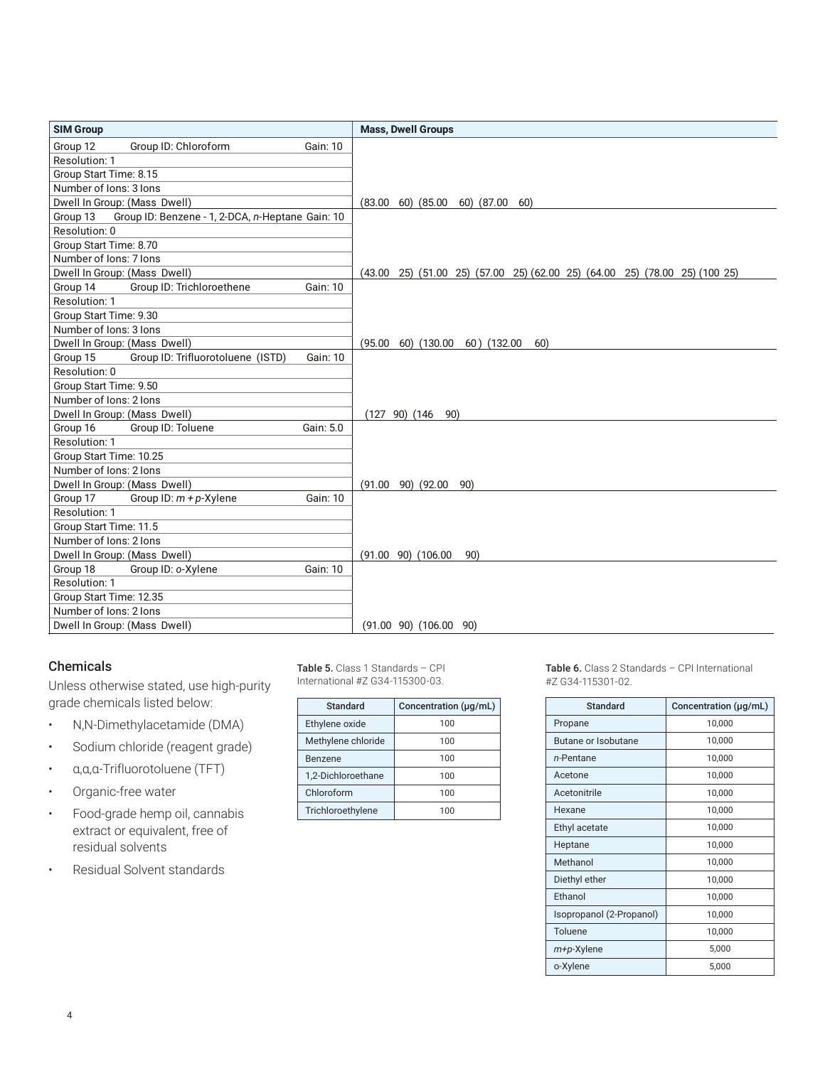| SIM Group | Mass, Dwell Groups |
|---|---|
| Group 12 Group ID: Chloroform Gain: 10 | |
| Resolution: 1 | |
| Group Start Time: 8.15 | |
| Number of Ions: 3 Ions | |
| Dwell In Group: (Mass Dwell) | (83.00 60) (85.00 60) (87.00 60) |
| Group 13 Group ID: Benzene - 1, 2-DCA, *n*-Heptane Gain: 10 | |
| Resolution: 0 | |
| Group Start Time: 8.70 | |
| Number of Ions: 7 Ions | |
| Dwell In Group: (Mass Dwell) | (43.00 25) (51.00 25) (57.00 25) (62.00 25) (64.00 25) (78.00 25) (100 25) |
| Group 14 Group ID: Trichloroethene Gain: 10 | |
| Resolution: 1 | |
| Group Start Time: 9.30 | |
| Number of Ions: 3 Ions | |
| Dwell In Group: (Mass Dwell) | (95.00 60) (130.00 60 ) (132.00 60) |
| Group 15 Group ID: Trifluorotoluene (ISTD) Gain: 10 | |
| Resolution: 0 | |
| Group Start Time: 9.50 | |
| Number of Ions: 2 Ions | |
| Dwell In Group: (Mass Dwell) | (127 90) (146 90) |
| Group 16 Group ID: Toluene Gain: 5.0 | |
| Resolution: 1 | |
| Group Start Time: 10.25 | |
| Number of Ions: 2 Ions | |
| Dwell In Group: (Mass Dwell) | (91.00 90) (92.00 90) |
| Group 17 Group ID: *m* + *p*-Xylene Gain: 10 | |
| Resolution: 1 | |
| Group Start Time: 11.5 | |
| Number of Ions: 2 Ions | |
| Dwell In Group: (Mass Dwell) | (91.00 90) (106.00 90) |
| Group 18 Group ID: *o*-Xylene Gain: 10 | |
| Resolution: 1 | |
| Group Start Time: 12.35 | |
| Number of Ions: 2 Ions | |
| Dwell In Group: (Mass Dwell) | (91.00 90) (106.00 90) |

## Chemicals

Unless otherwise stated, use high-purity grade chemicals listed below:

- N,N-Dimethylacetamide (DMA)
- Sodium chloride (reagent grade)
- α,α,α-Trifluorotoluene (TFT)
- Organic-free water
- Food-grade hemp oil, cannabis extract or equivalent, free of residual solvents
- Residual Solvent standards

**Table 5.** Class 1 Standards – CPI International #Z G34-115300-03.

| Standard | Concentration (µg/mL) |
|---|---|
| Ethylene oxide | 100 |
| Methylene chloride | 100 |
| Benzene | 100 |
| 1,2-Dichloroethane | 100 |
| Chloroform | 100 |
| Trichloroethylene | 100 |

**Table 6.** Class 2 Standards – CPI International #Z G34-115301-02.

| Standard | Concentration (µg/mL) |
|---|---|
| Propane | 10,000 |
| Butane or Isobutane | 10,000 |
| *n*-Pentane | 10,000 |
| Acetone | 10,000 |
| Acetonitrile | 10,000 |
| Hexane | 10,000 |
| Ethyl acetate | 10,000 |
| Heptane | 10,000 |
| Methanol | 10,000 |
| Diethyl ether | 10,000 |
| Ethanol | 10,000 |
| Isopropanol (2-Propanol) | 10,000 |
| Toluene | 10,000 |
| *m+p*-Xylene | 5,000 |
| o-Xylene | 5,000 |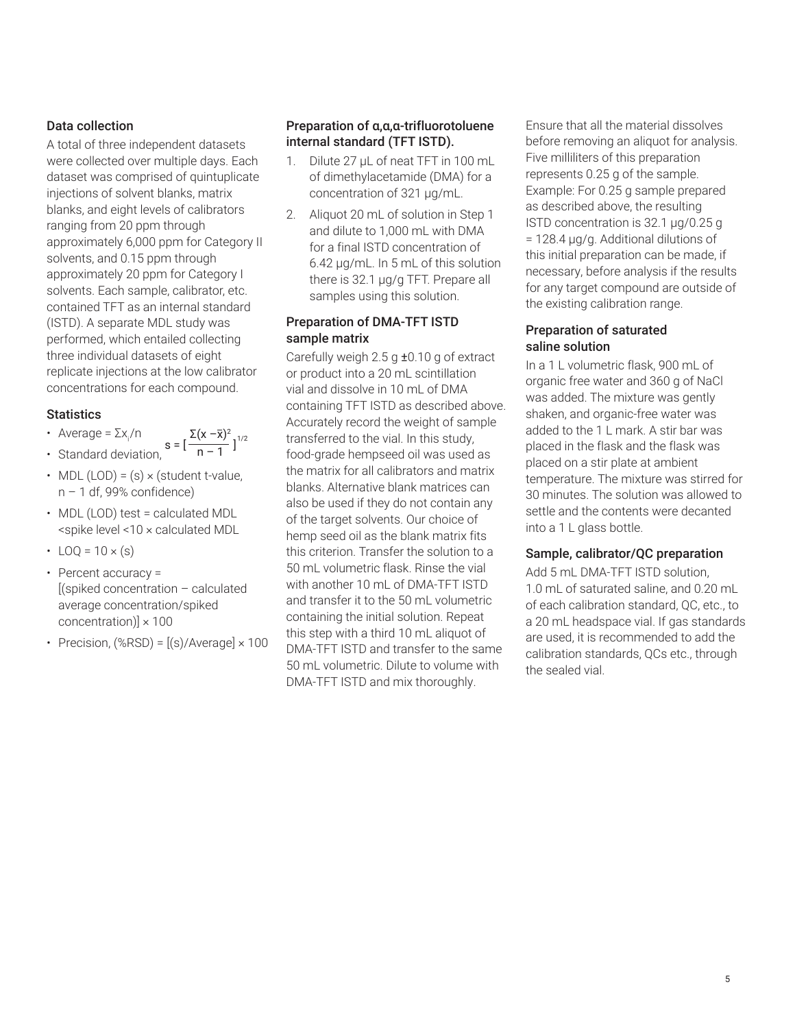### Data collection

A total of three independent datasets were collected over multiple days. Each dataset was comprised of quintuplicate injections of solvent blanks, matrix blanks, and eight levels of calibrators ranging from 20 ppm through approximately 6,000 ppm for Category II solvents, and 0.15 ppm through approximately 20 ppm for Category I solvents. Each sample, calibrator, etc. contained TFT as an internal standard (ISTD). A separate MDL study was performed, which entailed collecting three individual datasets of eight replicate injections at the low calibrator concentrations for each compound.

### Statistics

- Average = $\Sigma x_i/n$
- Standard deviation, $s = \left[\frac{\Sigma(x - \bar{x})^2}{n - 1}\right]^{1/2}$
- MDL (LOD) = (s) × (student t-value, n – 1 df, 99% confidence)
- MDL (LOD) test = calculated MDL <spike level <10 × calculated MDL
- LOQ = 10 × (s)
- Percent accuracy = [(spiked concentration – calculated average concentration/spiked concentration)] × 100
- Precision, (%RSD) = [(s)/Average] × 100

### Preparation of α,α,α-trifluorotoluene internal standard (TFT ISTD).

1. Dilute 27 µL of neat TFT in 100 mL of dimethylacetamide (DMA) for a concentration of 321 µg/mL.
2. Aliquot 20 mL of solution in Step 1 and dilute to 1,000 mL with DMA for a final ISTD concentration of 6.42 µg/mL. In 5 mL of this solution there is 32.1 µg/g TFT. Prepare all samples using this solution.

### Preparation of DMA-TFT ISTD sample matrix

Carefully weigh 2.5 g ±0.10 g of extract or product into a 20 mL scintillation vial and dissolve in 10 mL of DMA containing TFT ISTD as described above. Accurately record the weight of sample transferred to the vial. In this study, food-grade hempseed oil was used as the matrix for all calibrators and matrix blanks. Alternative blank matrices can also be used if they do not contain any of the target solvents. Our choice of hemp seed oil as the blank matrix fits this criterion. Transfer the solution to a 50 mL volumetric flask. Rinse the vial with another 10 mL of DMA-TFT ISTD and transfer it to the 50 mL volumetric containing the initial solution. Repeat this step with a third 10 mL aliquot of DMA-TFT ISTD and transfer to the same 50 mL volumetric. Dilute to volume with DMA-TFT ISTD and mix thoroughly. Ensure that all the material dissolves before removing an aliquot for analysis. Five milliliters of this preparation represents 0.25 g of the sample. Example: For 0.25 g sample prepared as described above, the resulting ISTD concentration is 32.1 µg/0.25 g = 128.4 µg/g. Additional dilutions of this initial preparation can be made, if necessary, before analysis if the results for any target compound are outside of the existing calibration range.

### Preparation of saturated saline solution

In a 1 L volumetric flask, 900 mL of organic free water and 360 g of NaCl was added. The mixture was gently shaken, and organic-free water was added to the 1 L mark. A stir bar was placed in the flask and the flask was placed on a stir plate at ambient temperature. The mixture was stirred for 30 minutes. The solution was allowed to settle and the contents were decanted into a 1 L glass bottle.

### Sample, calibrator/QC preparation

Add 5 mL DMA-TFT ISTD solution, 1.0 mL of saturated saline, and 0.20 mL of each calibration standard, QC, etc., to a 20 mL headspace vial. If gas standards are used, it is recommended to add the calibration standards, QCs etc., through the sealed vial.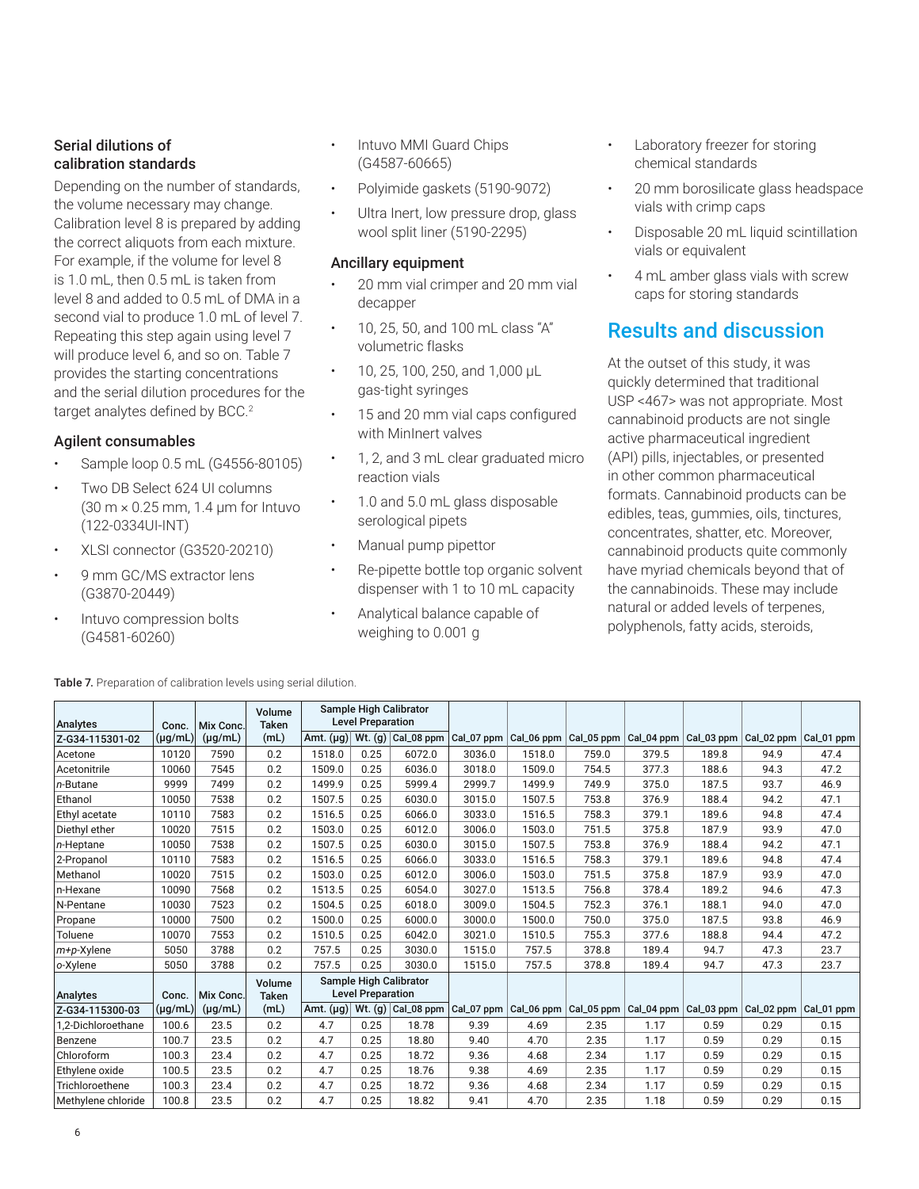### Serial dilutions of calibration standards

Depending on the number of standards, the volume necessary may change. Calibration level 8 is prepared by adding the correct aliquots from each mixture. For example, if the volume for level 8 is 1.0 mL, then 0.5 mL is taken from level 8 and added to 0.5 mL of DMA in a second vial to produce 1.0 mL of level 7. Repeating this step again using level 7 will produce level 6, and so on. Table 7 provides the starting concentrations and the serial dilution procedures for the target analytes defined by BCC.[2]

### Agilent consumables

- Sample loop 0.5 mL (G4556-80105)
- Two DB Select 624 UI columns (30 m × 0.25 mm, 1.4 µm for Intuvo (122-0334UI-INT)
- XLSI connector (G3520-20210)
- 9 mm GC/MS extractor lens (G3870-20449)
- Intuvo compression bolts (G4581-60260)
- Intuvo MMI Guard Chips (G4587-60665)
- Polyimide gaskets (5190-9072)
- Ultra Inert, low pressure drop, glass wool split liner (5190-2295)

### Ancillary equipment

- 20 mm vial crimper and 20 mm vial decapper
- 10, 25, 50, and 100 mL class "A" volumetric flasks
- 10, 25, 100, 250, and 1,000 µL gas-tight syringes
- 15 and 20 mm vial caps configured with MinInert valves
- 1, 2, and 3 mL clear graduated micro reaction vials
- 1.0 and 5.0 mL glass disposable serological pipets
- Manual pump pipettor
- Re-pipette bottle top organic solvent dispenser with 1 to 10 mL capacity
- Analytical balance capable of weighing to 0.001 g
- Laboratory freezer for storing chemical standards
- 20 mm borosilicate glass headspace vials with crimp caps
- Disposable 20 mL liquid scintillation vials or equivalent
- 4 mL amber glass vials with screw caps for storing standards

## Results and discussion

At the outset of this study, it was quickly determined that traditional USP <467> was not appropriate. Most cannabinoid products are not single active pharmaceutical ingredient (API) pills, injectables, or presented in other common pharmaceutical formats. Cannabinoid products can be edibles, teas, gummies, oils, tinctures, concentrates, shatter, etc. Moreover, cannabinoid products quite commonly have myriad chemicals beyond that of the cannabinoids. These may include natural or added levels of terpenes, polyphenols, fatty acids, steroids,

**Table 7.** Preparation of calibration levels using serial dilution.

| Analytes | Conc. | Mix Conc. | Volume Taken | Sample High Calibrator Level Preparation | | | | | | | | | |
|---|---|---|---|---|---|---|---|---|---|---|---|---|---|
| Z-G34-115301-02 | (µg/mL) | (µg/mL) | (mL) | Amt. (µg) | Wt. (g) | Cal_08 ppm | Cal_07 ppm | Cal_06 ppm | Cal_05 ppm | Cal_04 ppm | Cal_03 ppm | Cal_02 ppm | Cal_01 ppm |
| Acetone | 10120 | 7590 | 0.2 | 1518.0 | 0.25 | 6072.0 | 3036.0 | 1518.0 | 759.0 | 379.5 | 189.8 | 94.9 | 47.4 |
| Acetonitrile | 10060 | 7545 | 0.2 | 1509.0 | 0.25 | 6036.0 | 3018.0 | 1509.0 | 754.5 | 377.3 | 188.6 | 94.3 | 47.2 |
| *n*-Butane | 9999 | 7499 | 0.2 | 1499.9 | 0.25 | 5999.4 | 2999.7 | 1499.9 | 749.9 | 375.0 | 187.5 | 93.7 | 46.9 |
| Ethanol | 10050 | 7538 | 0.2 | 1507.5 | 0.25 | 6030.0 | 3015.0 | 1507.5 | 753.8 | 376.9 | 188.4 | 94.2 | 47.1 |
| Ethyl acetate | 10110 | 7583 | 0.2 | 1516.5 | 0.25 | 6066.0 | 3033.0 | 1516.5 | 758.3 | 379.1 | 189.6 | 94.8 | 47.4 |
| Diethyl ether | 10020 | 7515 | 0.2 | 1503.0 | 0.25 | 6012.0 | 3006.0 | 1503.0 | 751.5 | 375.8 | 187.9 | 93.9 | 47.0 |
| *n*-Heptane | 10050 | 7538 | 0.2 | 1507.5 | 0.25 | 6030.0 | 3015.0 | 1507.5 | 753.8 | 376.9 | 188.4 | 94.2 | 47.1 |
| 2-Propanol | 10110 | 7583 | 0.2 | 1516.5 | 0.25 | 6066.0 | 3033.0 | 1516.5 | 758.3 | 379.1 | 189.6 | 94.8 | 47.4 |
| Methanol | 10020 | 7515 | 0.2 | 1503.0 | 0.25 | 6012.0 | 3006.0 | 1503.0 | 751.5 | 375.8 | 187.9 | 93.9 | 47.0 |
| n-Hexane | 10090 | 7568 | 0.2 | 1513.5 | 0.25 | 6054.0 | 3027.0 | 1513.5 | 756.8 | 378.4 | 189.2 | 94.6 | 47.3 |
| N-Pentane | 10030 | 7523 | 0.2 | 1504.5 | 0.25 | 6018.0 | 3009.0 | 1504.5 | 752.3 | 376.1 | 188.1 | 94.0 | 47.0 |
| Propane | 10000 | 7500 | 0.2 | 1500.0 | 0.25 | 6000.0 | 3000.0 | 1500.0 | 750.0 | 375.0 | 187.5 | 93.8 | 46.9 |
| Toluene | 10070 | 7553 | 0.2 | 1510.5 | 0.25 | 6042.0 | 3021.0 | 1510.5 | 755.3 | 377.6 | 188.8 | 94.4 | 47.2 |
| *m*+*p*-Xylene | 5050 | 3788 | 0.2 | 757.5 | 0.25 | 3030.0 | 1515.0 | 757.5 | 378.8 | 189.4 | 94.7 | 47.3 | 23.7 |
| *o*-Xylene | 5050 | 3788 | 0.2 | 757.5 | 0.25 | 3030.0 | 1515.0 | 757.5 | 378.8 | 189.4 | 94.7 | 47.3 | 23.7 |
| **Analytes** | **Conc.** | **Mix Conc.** | **Volume Taken** | **Sample High Calibrator Level Preparation** | | | | | | | | | |
| **Z-G34-115300-03** | **(µg/mL)** | **(µg/mL)** | **(mL)** | **Amt. (µg)** | **Wt. (g)** | **Cal_08 ppm** | **Cal_07 ppm** | **Cal_06 ppm** | **Cal_05 ppm** | **Cal_04 ppm** | **Cal_03 ppm** | **Cal_02 ppm** | **Cal_01 ppm** |
| 1,2-Dichloroethane | 100.6 | 23.5 | 0.2 | 4.7 | 0.25 | 18.78 | 9.39 | 4.69 | 2.35 | 1.17 | 0.59 | 0.29 | 0.15 |
| Benzene | 100.7 | 23.5 | 0.2 | 4.7 | 0.25 | 18.80 | 9.40 | 4.70 | 2.35 | 1.17 | 0.59 | 0.29 | 0.15 |
| Chloroform | 100.3 | 23.4 | 0.2 | 4.7 | 0.25 | 18.72 | 9.36 | 4.68 | 2.34 | 1.17 | 0.59 | 0.29 | 0.15 |
| Ethylene oxide | 100.5 | 23.5 | 0.2 | 4.7 | 0.25 | 18.76 | 9.38 | 4.69 | 2.35 | 1.17 | 0.59 | 0.29 | 0.15 |
| Trichloroethene | 100.3 | 23.4 | 0.2 | 4.7 | 0.25 | 18.72 | 9.36 | 4.68 | 2.34 | 1.17 | 0.59 | 0.29 | 0.15 |
| Methylene chloride | 100.8 | 23.5 | 0.2 | 4.7 | 0.25 | 18.82 | 9.41 | 4.70 | 2.35 | 1.18 | 0.59 | 0.29 | 0.15 |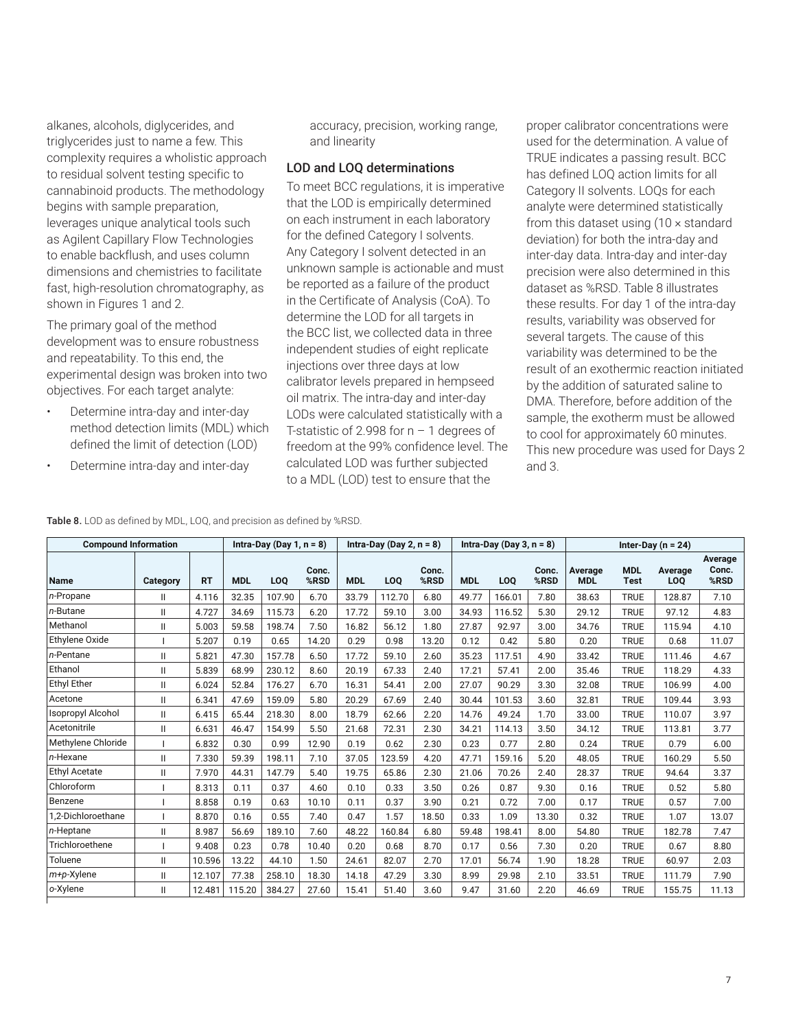alkanes, alcohols, diglycerides, and triglycerides just to name a few. This complexity requires a wholistic approach to residual solvent testing specific to cannabinoid products. The methodology begins with sample preparation, leverages unique analytical tools such as Agilent Capillary Flow Technologies to enable backflush, and uses column dimensions and chemistries to facilitate fast, high-resolution chromatography, as shown in Figures 1 and 2.

The primary goal of the method development was to ensure robustness and repeatability. To this end, the experimental design was broken into two objectives. For each target analyte:

- Determine intra-day and inter-day method detection limits (MDL) which defined the limit of detection (LOD)
- Determine intra-day and inter-day accuracy, precision, working range, and linearity

### LOD and LOQ determinations

To meet BCC regulations, it is imperative that the LOD is empirically determined on each instrument in each laboratory for the defined Category I solvents. Any Category I solvent detected in an unknown sample is actionable and must be reported as a failure of the product in the Certificate of Analysis (CoA). To determine the LOD for all targets in the BCC list, we collected data in three independent studies of eight replicate injections over three days at low calibrator levels prepared in hempseed oil matrix. The intra-day and inter-day LODs were calculated statistically with a T-statistic of 2.998 for n – 1 degrees of freedom at the 99% confidence level. The calculated LOD was further subjected to a MDL (LOD) test to ensure that the proper calibrator concentrations were used for the determination. A value of TRUE indicates a passing result. BCC has defined LOQ action limits for all Category II solvents. LOQs for each analyte were determined statistically from this dataset using (10 × standard deviation) for both the intra-day and inter-day data. Intra-day and inter-day precision were also determined in this dataset as %RSD. Table 8 illustrates these results. For day 1 of the intra-day results, variability was observed for several targets. The cause of this variability was determined to be the result of an exothermic reaction initiated by the addition of saturated saline to DMA. Therefore, before addition of the sample, the exotherm must be allowed to cool for approximately 60 minutes. This new procedure was used for Days 2 and 3.

**Table 8.** LOD as defined by MDL, LOQ, and precision as defined by %RSD.

| Compound Information | | | Intra-Day (Day 1, n = 8) | | | Intra-Day (Day 2, n = 8) | | | Intra-Day (Day 3, n = 8) | | | Inter-Day (n = 24) | | | |
|---|---|---|---|---|---|---|---|---|---|---|---|---|---|---|---|
| Name | Category | RT | MDL | LOQ | Conc. %RSD | MDL | LOQ | Conc. %RSD | MDL | LOQ | Conc. %RSD | Average MDL | MDL Test | Average LOQ | Average Conc. %RSD |
| *n*-Propane | II | 4.116 | 32.35 | 107.90 | 6.70 | 33.79 | 112.70 | 6.80 | 49.77 | 166.01 | 7.80 | 38.63 | TRUE | 128.87 | 7.10 |
| *n*-Butane | II | 4.727 | 34.69 | 115.73 | 6.20 | 17.72 | 59.10 | 3.00 | 34.93 | 116.52 | 5.30 | 29.12 | TRUE | 97.12 | 4.83 |
| Methanol | II | 5.003 | 59.58 | 198.74 | 7.50 | 16.82 | 56.12 | 1.80 | 27.87 | 92.97 | 3.00 | 34.76 | TRUE | 115.94 | 4.10 |
| Ethylene Oxide | I | 5.207 | 0.19 | 0.65 | 14.20 | 0.29 | 0.98 | 13.20 | 0.12 | 0.42 | 5.80 | 0.20 | TRUE | 0.68 | 11.07 |
| *n*-Pentane | II | 5.821 | 47.30 | 157.78 | 6.50 | 17.72 | 59.10 | 2.60 | 35.23 | 117.51 | 4.90 | 33.42 | TRUE | 111.46 | 4.67 |
| Ethanol | II | 5.839 | 68.99 | 230.12 | 8.60 | 20.19 | 67.33 | 2.40 | 17.21 | 57.41 | 2.00 | 35.46 | TRUE | 118.29 | 4.33 |
| Ethyl Ether | II | 6.024 | 52.84 | 176.27 | 6.70 | 16.31 | 54.41 | 2.00 | 27.07 | 90.29 | 3.30 | 32.08 | TRUE | 106.99 | 4.00 |
| Acetone | II | 6.341 | 47.69 | 159.09 | 5.80 | 20.29 | 67.69 | 2.40 | 30.44 | 101.53 | 3.60 | 32.81 | TRUE | 109.44 | 3.93 |
| Isopropyl Alcohol | II | 6.415 | 65.44 | 218.30 | 8.00 | 18.79 | 62.66 | 2.20 | 14.76 | 49.24 | 1.70 | 33.00 | TRUE | 110.07 | 3.97 |
| Acetonitrile | II | 6.631 | 46.47 | 154.99 | 5.50 | 21.68 | 72.31 | 2.30 | 34.21 | 114.13 | 3.50 | 34.12 | TRUE | 113.81 | 3.77 |
| Methylene Chloride | I | 6.832 | 0.30 | 0.99 | 12.90 | 0.19 | 0.62 | 2.30 | 0.23 | 0.77 | 2.80 | 0.24 | TRUE | 0.79 | 6.00 |
| *n*-Hexane | II | 7.330 | 59.39 | 198.11 | 7.10 | 37.05 | 123.59 | 4.20 | 47.71 | 159.16 | 5.20 | 48.05 | TRUE | 160.29 | 5.50 |
| Ethyl Acetate | II | 7.970 | 44.31 | 147.79 | 5.40 | 19.75 | 65.86 | 2.30 | 21.06 | 70.26 | 2.40 | 28.37 | TRUE | 94.64 | 3.37 |
| Chloroform | I | 8.313 | 0.11 | 0.37 | 4.60 | 0.10 | 0.33 | 3.50 | 0.26 | 0.87 | 9.30 | 0.16 | TRUE | 0.52 | 5.80 |
| Benzene | I | 8.858 | 0.19 | 0.63 | 10.10 | 0.11 | 0.37 | 3.90 | 0.21 | 0.72 | 7.00 | 0.17 | TRUE | 0.57 | 7.00 |
| 1,2-Dichloroethane | I | 8.870 | 0.16 | 0.55 | 7.40 | 0.47 | 1.57 | 18.50 | 0.33 | 1.09 | 13.30 | 0.32 | TRUE | 1.07 | 13.07 |
| *n*-Heptane | II | 8.987 | 56.69 | 189.10 | 7.60 | 48.22 | 160.84 | 6.80 | 59.48 | 198.41 | 8.00 | 54.80 | TRUE | 182.78 | 7.47 |
| Trichloroethene | I | 9.408 | 0.23 | 0.78 | 10.40 | 0.20 | 0.68 | 8.70 | 0.17 | 0.56 | 7.30 | 0.20 | TRUE | 0.67 | 8.80 |
| Toluene | II | 10.596 | 13.22 | 44.10 | 1.50 | 24.61 | 82.07 | 2.70 | 17.01 | 56.74 | 1.90 | 18.28 | TRUE | 60.97 | 2.03 |
| *m+p*-Xylene | II | 12.107 | 77.38 | 258.10 | 18.30 | 14.18 | 47.29 | 3.30 | 8.99 | 29.98 | 2.10 | 33.51 | TRUE | 111.79 | 7.90 |
| *o*-Xylene | II | 12.481 | 115.20 | 384.27 | 27.60 | 15.41 | 51.40 | 3.60 | 9.47 | 31.60 | 2.20 | 46.69 | TRUE | 155.75 | 11.13 |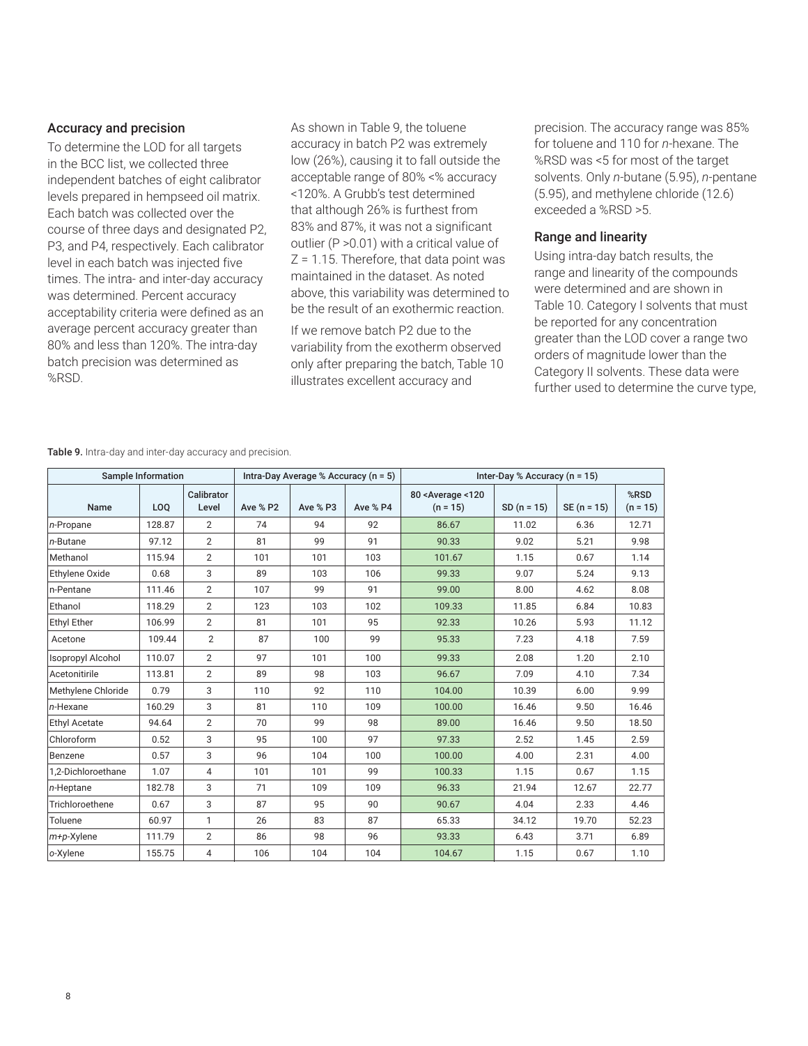### Accuracy and precision

To determine the LOD for all targets in the BCC list, we collected three independent batches of eight calibrator levels prepared in hempseed oil matrix. Each batch was collected over the course of three days and designated P2, P3, and P4, respectively. Each calibrator level in each batch was injected five times. The intra- and inter-day accuracy was determined. Percent accuracy acceptability criteria were defined as an average percent accuracy greater than 80% and less than 120%. The intra-day batch precision was determined as %RSD.

As shown in Table 9, the toluene accuracy in batch P2 was extremely low (26%), causing it to fall outside the acceptable range of 80% <% accuracy <120%. A Grubb's test determined that although 26% is furthest from 83% and 87%, it was not a significant outlier (P >0.01) with a critical value of Z = 1.15. Therefore, that data point was maintained in the dataset. As noted above, this variability was determined to be the result of an exothermic reaction.

If we remove batch P2 due to the variability from the exotherm observed only after preparing the batch, Table 10 illustrates excellent accuracy and precision. The accuracy range was 85% for toluene and 110 for *n*-hexane. The %RSD was <5 for most of the target solvents. Only *n*-butane (5.95), *n*-pentane (5.95), and methylene chloride (12.6) exceeded a %RSD >5.

### Range and linearity

Using intra-day batch results, the range and linearity of the compounds were determined and are shown in Table 10. Category I solvents that must be reported for any concentration greater than the LOD cover a range two orders of magnitude lower than the Category II solvents. These data were further used to determine the curve type,

**Table 9.** Intra-day and inter-day accuracy and precision.

| Sample Information | | | Intra-Day Average % Accuracy (n = 5) | | | Inter-Day % Accuracy (n = 15) | | | |
|---|---|---|---|---|---|---|---|---|---|
| Name | LOQ | Calibrator Level | Ave % P2 | Ave % P3 | Ave % P4 | 80 <Average <120 (n = 15) | SD (n = 15) | SE (n = 15) | %RSD (n = 15) |
| *n*-Propane | 128.87 | 2 | 74 | 94 | 92 | 86.67 | 11.02 | 6.36 | 12.71 |
| *n*-Butane | 97.12 | 2 | 81 | 99 | 91 | 90.33 | 9.02 | 5.21 | 9.98 |
| Methanol | 115.94 | 2 | 101 | 101 | 103 | 101.67 | 1.15 | 0.67 | 1.14 |
| Ethylene Oxide | 0.68 | 3 | 89 | 103 | 106 | 99.33 | 9.07 | 5.24 | 9.13 |
| n-Pentane | 111.46 | 2 | 107 | 99 | 91 | 99.00 | 8.00 | 4.62 | 8.08 |
| Ethanol | 118.29 | 2 | 123 | 103 | 102 | 109.33 | 11.85 | 6.84 | 10.83 |
| Ethyl Ether | 106.99 | 2 | 81 | 101 | 95 | 92.33 | 10.26 | 5.93 | 11.12 |
| Acetone | 109.44 | 2 | 87 | 100 | 99 | 95.33 | 7.23 | 4.18 | 7.59 |
| Isopropyl Alcohol | 110.07 | 2 | 97 | 101 | 100 | 99.33 | 2.08 | 1.20 | 2.10 |
| Acetonitirile | 113.81 | 2 | 89 | 98 | 103 | 96.67 | 7.09 | 4.10 | 7.34 |
| Methylene Chloride | 0.79 | 3 | 110 | 92 | 110 | 104.00 | 10.39 | 6.00 | 9.99 |
| *n*-Hexane | 160.29 | 3 | 81 | 110 | 109 | 100.00 | 16.46 | 9.50 | 16.46 |
| Ethyl Acetate | 94.64 | 2 | 70 | 99 | 98 | 89.00 | 16.46 | 9.50 | 18.50 |
| Chloroform | 0.52 | 3 | 95 | 100 | 97 | 97.33 | 2.52 | 1.45 | 2.59 |
| Benzene | 0.57 | 3 | 96 | 104 | 100 | 100.00 | 4.00 | 2.31 | 4.00 |
| 1,2-Dichloroethane | 1.07 | 4 | 101 | 101 | 99 | 100.33 | 1.15 | 0.67 | 1.15 |
| *n*-Heptane | 182.78 | 3 | 71 | 109 | 109 | 96.33 | 21.94 | 12.67 | 22.77 |
| Trichloroethene | 0.67 | 3 | 87 | 95 | 90 | 90.67 | 4.04 | 2.33 | 4.46 |
| Toluene | 60.97 | 1 | 26 | 83 | 87 | 65.33 | 34.12 | 19.70 | 52.23 |
| *m*+*p*-Xylene | 111.79 | 2 | 86 | 98 | 96 | 93.33 | 6.43 | 3.71 | 6.89 |
| *o*-Xylene | 155.75 | 4 | 106 | 104 | 104 | 104.67 | 1.15 | 0.67 | 1.10 |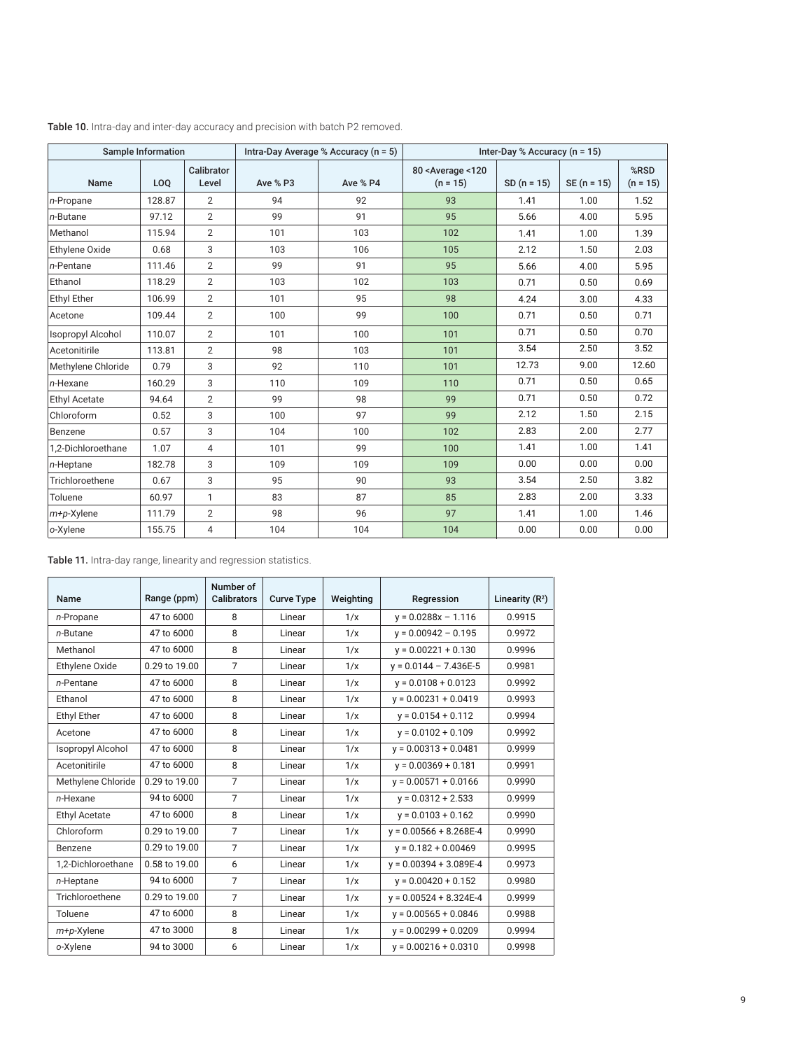**Table 10.** Intra-day and inter-day accuracy and precision with batch P2 removed.

| Sample Information | | | Intra-Day Average % Accuracy (n = 5) | | Inter-Day % Accuracy (n = 15) | | | |
|---|---|---|---|---|---|---|---|---|
| Name | LOQ | Calibrator Level | Ave % P3 | Ave % P4 | 80 <Average <120 (n = 15) | SD (n = 15) | SE (n = 15) | %RSD (n = 15) |
| *n*-Propane | 128.87 | 2 | 94 | 92 | 93 | 1.41 | 1.00 | 1.52 |
| *n*-Butane | 97.12 | 2 | 99 | 91 | 95 | 5.66 | 4.00 | 5.95 |
| Methanol | 115.94 | 2 | 101 | 103 | 102 | 1.41 | 1.00 | 1.39 |
| Ethylene Oxide | 0.68 | 3 | 103 | 106 | 105 | 2.12 | 1.50 | 2.03 |
| *n*-Pentane | 111.46 | 2 | 99 | 91 | 95 | 5.66 | 4.00 | 5.95 |
| Ethanol | 118.29 | 2 | 103 | 102 | 103 | 0.71 | 0.50 | 0.69 |
| Ethyl Ether | 106.99 | 2 | 101 | 95 | 98 | 4.24 | 3.00 | 4.33 |
| Acetone | 109.44 | 2 | 100 | 99 | 100 | 0.71 | 0.50 | 0.71 |
| Isopropyl Alcohol | 110.07 | 2 | 101 | 100 | 101 | 0.71 | 0.50 | 0.70 |
| Acetonitirile | 113.81 | 2 | 98 | 103 | 101 | 3.54 | 2.50 | 3.52 |
| Methylene Chloride | 0.79 | 3 | 92 | 110 | 101 | 12.73 | 9.00 | 12.60 |
| *n*-Hexane | 160.29 | 3 | 110 | 109 | 110 | 0.71 | 0.50 | 0.65 |
| Ethyl Acetate | 94.64 | 2 | 99 | 98 | 99 | 0.71 | 0.50 | 0.72 |
| Chloroform | 0.52 | 3 | 100 | 97 | 99 | 2.12 | 1.50 | 2.15 |
| Benzene | 0.57 | 3 | 104 | 100 | 102 | 2.83 | 2.00 | 2.77 |
| 1,2-Dichloroethane | 1.07 | 4 | 101 | 99 | 100 | 1.41 | 1.00 | 1.41 |
| *n*-Heptane | 182.78 | 3 | 109 | 109 | 109 | 0.00 | 0.00 | 0.00 |
| Trichloroethene | 0.67 | 3 | 95 | 90 | 93 | 3.54 | 2.50 | 3.82 |
| Toluene | 60.97 | 1 | 83 | 87 | 85 | 2.83 | 2.00 | 3.33 |
| *m+p*-Xylene | 111.79 | 2 | 98 | 96 | 97 | 1.41 | 1.00 | 1.46 |
| *o*-Xylene | 155.75 | 4 | 104 | 104 | 104 | 0.00 | 0.00 | 0.00 |

**Table 11.** Intra-day range, linearity and regression statistics.

| Name | Range (ppm) | Number of Calibrators | Curve Type | Weighting | Regression | Linearity ($R^2$) |
|---|---|---|---|---|---|---|
| *n*-Propane | 47 to 6000 | 8 | Linear | 1/x | y = 0.0288x − 1.116 | 0.9915 |
| *n*-Butane | 47 to 6000 | 8 | Linear | 1/x | y = 0.00942 − 0.195 | 0.9972 |
| Methanol | 47 to 6000 | 8 | Linear | 1/x | y = 0.00221 + 0.130 | 0.9996 |
| Ethylene Oxide | 0.29 to 19.00 | 7 | Linear | 1/x | y = 0.0144 − 7.436E-5 | 0.9981 |
| *n*-Pentane | 47 to 6000 | 8 | Linear | 1/x | y = 0.0108 + 0.0123 | 0.9992 |
| Ethanol | 47 to 6000 | 8 | Linear | 1/x | y = 0.00231 + 0.0419 | 0.9993 |
| Ethyl Ether | 47 to 6000 | 8 | Linear | 1/x | y = 0.0154 + 0.112 | 0.9994 |
| Acetone | 47 to 6000 | 8 | Linear | 1/x | y = 0.0102 + 0.109 | 0.9992 |
| Isopropyl Alcohol | 47 to 6000 | 8 | Linear | 1/x | y = 0.00313 + 0.0481 | 0.9999 |
| Acetonitirile | 47 to 6000 | 8 | Linear | 1/x | y = 0.00369 + 0.181 | 0.9991 |
| Methylene Chloride | 0.29 to 19.00 | 7 | Linear | 1/x | y = 0.00571 + 0.0166 | 0.9990 |
| *n*-Hexane | 94 to 6000 | 7 | Linear | 1/x | y = 0.0312 + 2.533 | 0.9999 |
| Ethyl Acetate | 47 to 6000 | 8 | Linear | 1/x | y = 0.0103 + 0.162 | 0.9990 |
| Chloroform | 0.29 to 19.00 | 7 | Linear | 1/x | y = 0.00566 + 8.268E-4 | 0.9990 |
| Benzene | 0.29 to 19.00 | 7 | Linear | 1/x | y = 0.182 + 0.00469 | 0.9995 |
| 1,2-Dichloroethane | 0.58 to 19.00 | 6 | Linear | 1/x | y = 0.00394 + 3.089E-4 | 0.9973 |
| *n*-Heptane | 94 to 6000 | 7 | Linear | 1/x | y = 0.00420 + 0.152 | 0.9980 |
| Trichloroethene | 0.29 to 19.00 | 7 | Linear | 1/x | y = 0.00524 + 8.324E-4 | 0.9999 |
| Toluene | 47 to 6000 | 8 | Linear | 1/x | y = 0.00565 + 0.0846 | 0.9988 |
| *m+p*-Xylene | 47 to 3000 | 8 | Linear | 1/x | y = 0.00299 + 0.0209 | 0.9994 |
| o-Xylene | 94 to 3000 | 6 | Linear | 1/x | y = 0.00216 + 0.0310 | 0.9998 |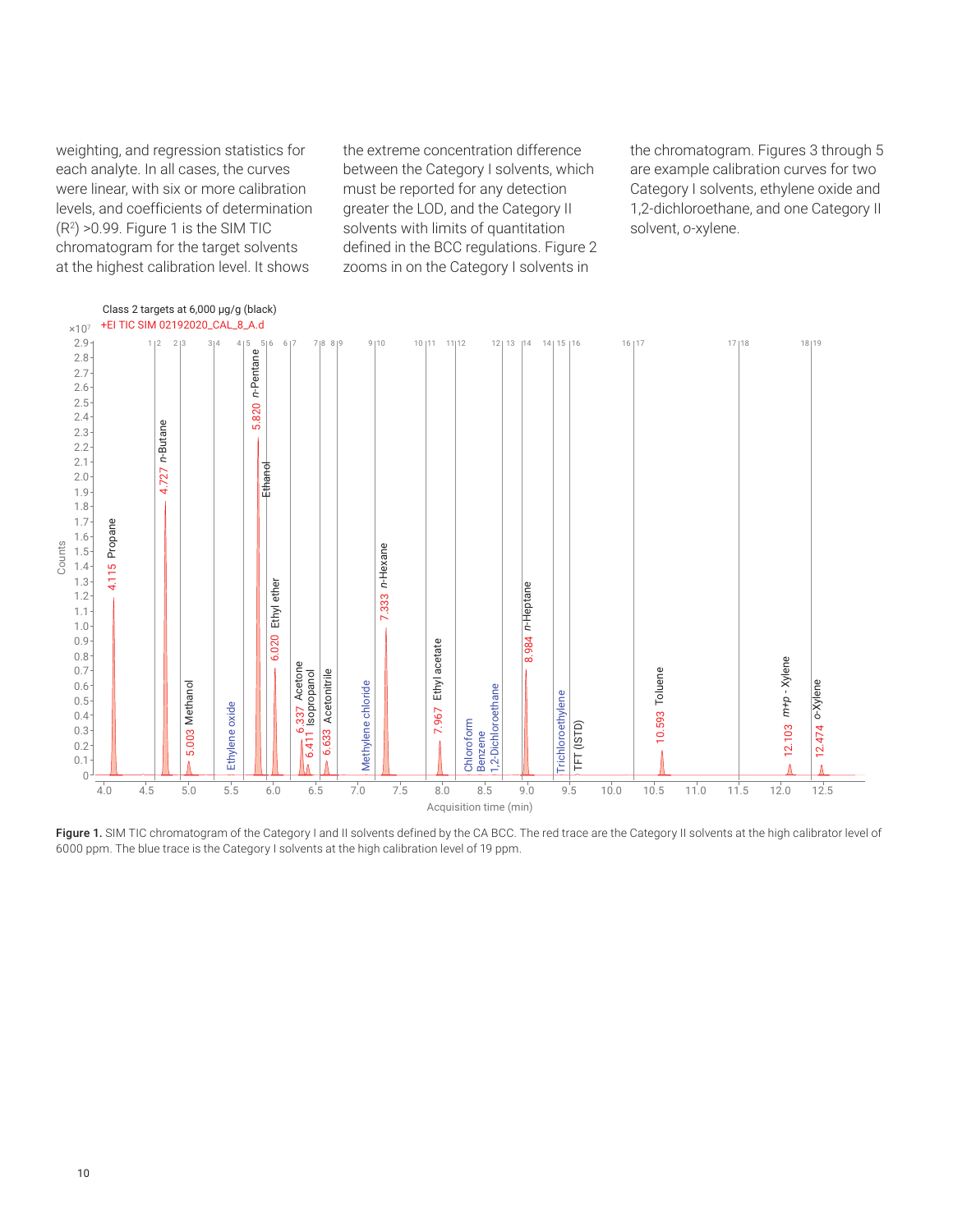weighting, and regression statistics for each analyte. In all cases, the curves were linear, with six or more calibration levels, and coefficients of determination ($R^2$) >0.99. Figure 1 is the SIM TIC chromatogram for the target solvents at the highest calibration level. It shows the extreme concentration difference between the Category I solvents, which must be reported for any detection greater the LOD, and the Category II solvents with limits of quantitation defined in the BCC regulations. Figure 2 zooms in on the Category I solvents in the chromatogram. Figures 3 through 5 are example calibration curves for two Category I solvents, ethylene oxide and 1,2-dichloroethane, and one Category II solvent, *o*-xylene.

Class 2 targets at 6,000 µg/g (black)

+EI TIC SIM 02192020_CAL_8_A.d

$\times10^7$

Counts

Acquisition time (min)

4.115 Propane

4.727 *n*-Butane

5.003 Methanol

Ethylene oxide

5.820 *n*-Pentane

Ethanol

6.020 Ethyl ether

6.337 Acetone

6.411 Isopropanol

6.633 Acetonitrile

Methylene chloride

7.333 *n*-Hexane

7.967 Ethyl acetate

Chloroform

Benzene

1,2-Dichloroethane

8.984 *n*-Heptane

Trichloroethylene

TFT (ISTD)

10.593 Toluene

12.103 *m*+*p* - Xylene

12.474 *o*-Xylene

**Figure 1.** SIM TIC chromatogram of the Category I and II solvents defined by the CA BCC. The red trace are the Category II solvents at the high calibrator level of 6000 ppm. The blue trace is the Category I solvents at the high calibration level of 19 ppm.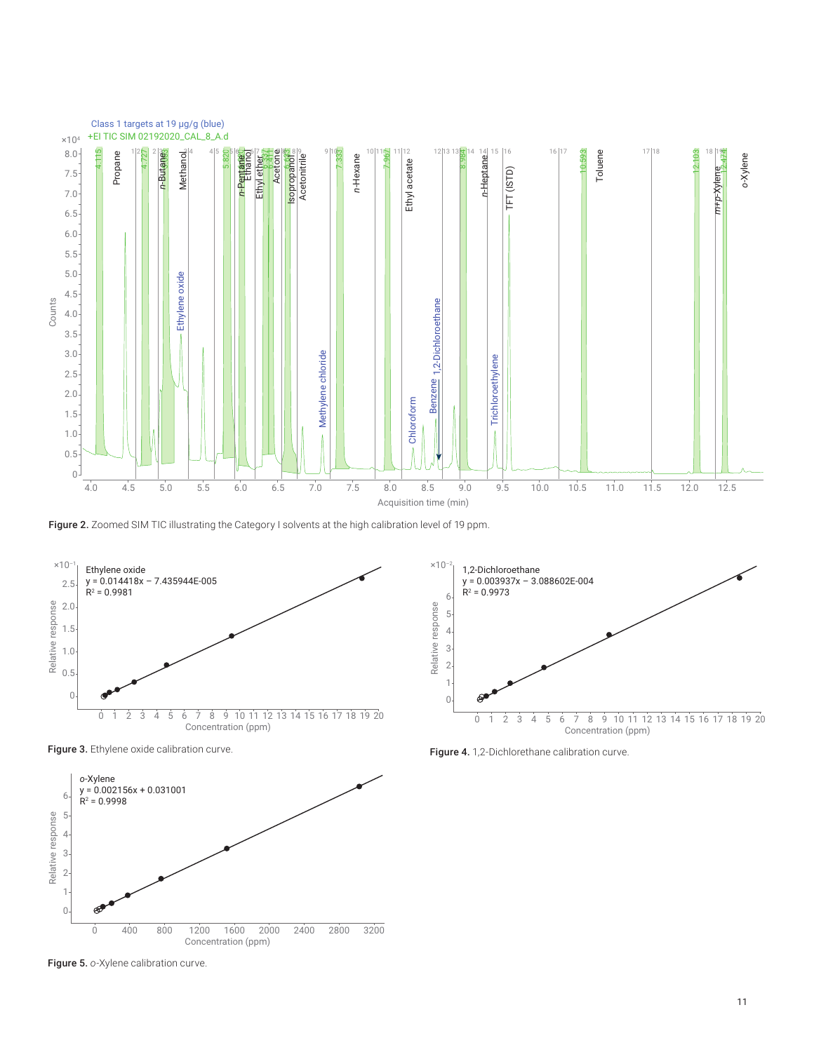Class 1 targets at 19 µg/g (blue)

+EI TIC SIM 02192020_CAL_8_A.d

×10⁴

Counts

Propane, n-Butane, Methanol, Ethylene oxide, n-Pentane, Ethanol, Ethyl ether, Acetone, Isopropanol, Acetonitrile, Methylene chloride, n-Hexane, Ethyl acetate, Chloroform, Benzene, 1,2-Dichloroethane, n-Heptane, Trichloroethylene, TFT (ISTD), Toluene, m+p-Xylene, o-Xylene

Acquisition time (min)

Figure 2. Zoomed SIM TIC illustrating the Category I solvents at the high calibration level of 19 ppm.

Ethylene oxide

$y = 0.014418x - 7.435944E\text{-}005$

$R^2 = 0.9981$

×10⁻¹

Relative response

Concentration (ppm)

Figure 3. Ethylene oxide calibration curve.

1,2-Dichloroethane

$y = 0.003937x - 3.088602E\text{-}004$

$R^2 = 0.9973$

×10⁻²

Relative response

Concentration (ppm)

Figure 4. 1,2-Dichlorethane calibration curve.

o-Xylene

$y = 0.002156x + 0.031001$

$R^2 = 0.9998$

Relative response

Concentration (ppm)

Figure 5. *o*-Xylene calibration curve.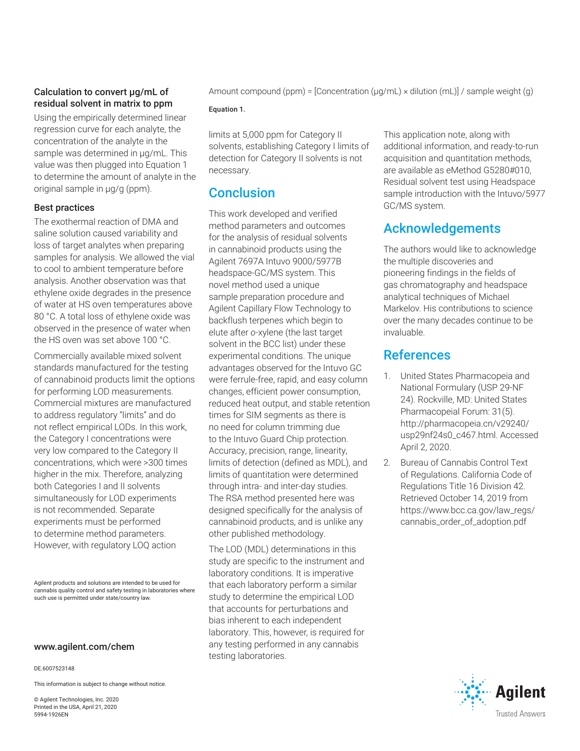### Calculation to convert µg/mL of residual solvent in matrix to ppm

Using the empirically determined linear regression curve for each analyte, the concentration of the analyte in the sample was determined in µg/mL. This value was then plugged into Equation 1 to determine the amount of analyte in the original sample in µg/g (ppm).

$$\text{Amount compound (ppm)} = [\text{Concentration } (\mu g/mL) \times \text{dilution (mL)}] / \text{sample weight (g)}$$

**Equation 1.**

### Best practices

The exothermal reaction of DMA and saline solution caused variability and loss of target analytes when preparing samples for analysis. We allowed the vial to cool to ambient temperature before analysis. Another observation was that ethylene oxide degrades in the presence of water at HS oven temperatures above 80 °C. A total loss of ethylene oxide was observed in the presence of water when the HS oven was set above 100 °C.

Commercially available mixed solvent standards manufactured for the testing of cannabinoid products limit the options for performing LOD measurements. Commercial mixtures are manufactured to address regulatory "limits" and do not reflect empirical LODs. In this work, the Category I concentrations were very low compared to the Category II concentrations, which were >300 times higher in the mix. Therefore, analyzing both Categories I and II solvents simultaneously for LOD experiments is not recommended. Separate experiments must be performed to determine method parameters. However, with regulatory LOQ action limits at 5,000 ppm for Category II solvents, establishing Category I limits of detection for Category II solvents is not necessary.

## Conclusion

This work developed and verified method parameters and outcomes for the analysis of residual solvents in cannabinoid products using the Agilent 7697A Intuvo 9000/5977B headspace-GC/MS system. This novel method used a unique sample preparation procedure and Agilent Capillary Flow Technology to backflush terpenes which begin to elute after *o*-xylene (the last target solvent in the BCC list) under these experimental conditions. The unique advantages observed for the Intuvo GC were ferrule-free, rapid, and easy column changes, efficient power consumption, reduced heat output, and stable retention times for SIM segments as there is no need for column trimming due to the Intuvo Guard Chip protection. Accuracy, precision, range, linearity, limits of detection (defined as MDL), and limits of quantitation were determined through intra- and inter-day studies. The RSA method presented here was designed specifically for the analysis of cannabinoid products, and is unlike any other published methodology.

The LOD (MDL) determinations in this study are specific to the instrument and laboratory conditions. It is imperative that each laboratory perform a similar study to determine the empirical LOD that accounts for perturbations and bias inherent to each independent laboratory. This, however, is required for any testing performed in any cannabis testing laboratories.

This application note, along with additional information, and ready-to-run acquisition and quantitation methods, are available as eMethod G5280#010, Residual solvent test using Headspace sample introduction with the Intuvo/5977 GC/MS system.

## Acknowledgements

The authors would like to acknowledge the multiple discoveries and pioneering findings in the fields of gas chromatography and headspace analytical techniques of Michael Markelov. His contributions to science over the many decades continue to be invaluable.

## References

1. United States Pharmacopeia and National Formulary (USP 29-NF 24). Rockville, MD: United States Pharmacopeial Forum: 31(5). http://pharmacopeia.cn/v29240/usp29nf24s0_c467.html. Accessed April 2, 2020.
2. Bureau of Cannabis Control Text of Regulations. California Code of Regulations Title 16 Division 42. Retrieved October 14, 2019 from https://www.bcc.ca.gov/law_regs/cannabis_order_of_adoption.pdf

Agilent products and solutions are intended to be used for cannabis quality control and safety testing in laboratories where such use is permitted under state/country law.

www.agilent.com/chem

DE.6007523148

This information is subject to change without notice.

© Agilent Technologies, Inc. 2020
Printed in the USA, April 21, 2020
5994-1926EN